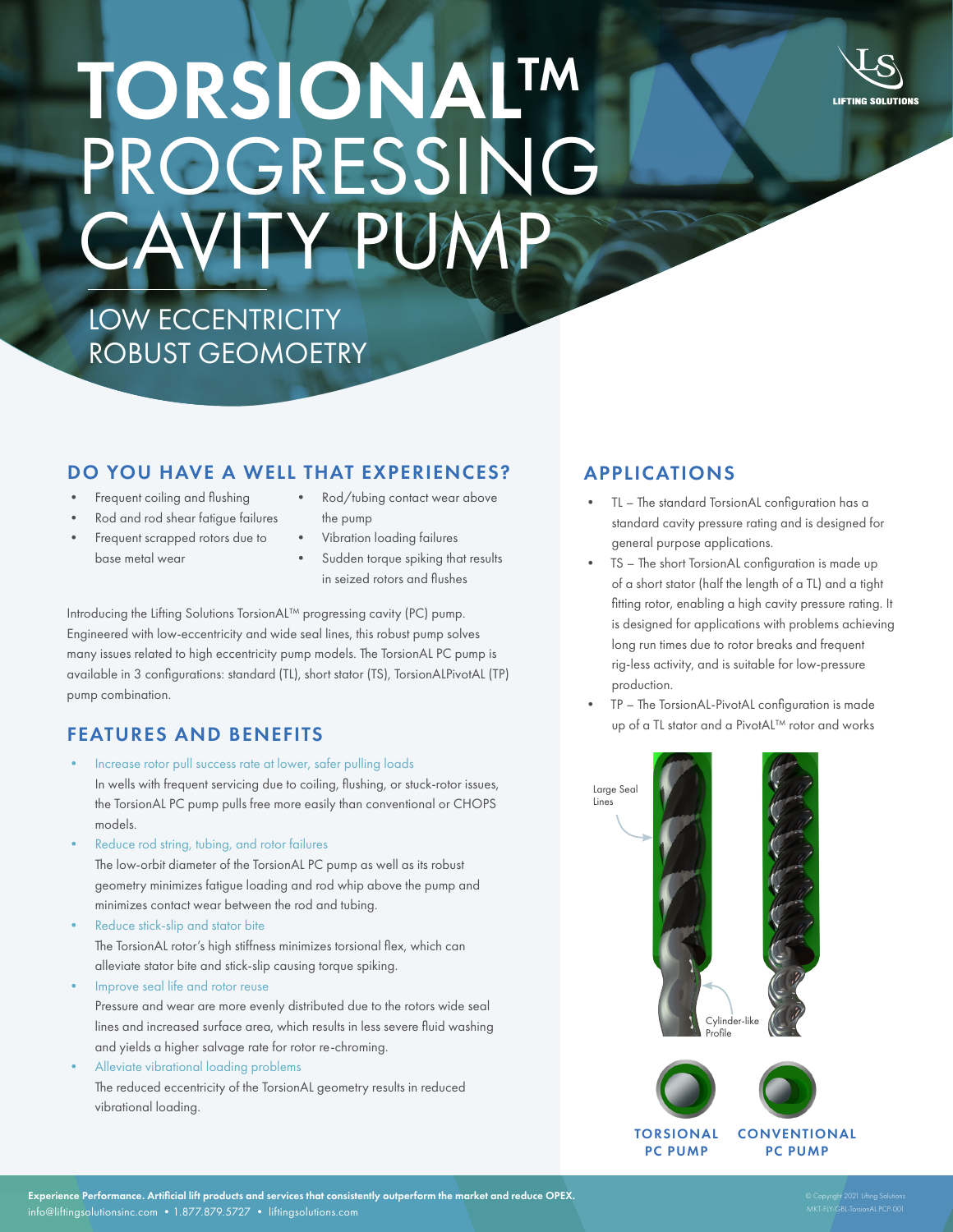# TORSIONAL™ PROGRESSING CAVITY PUMP

LOW ECCENTRICITY
ROBUST GEOMOETRY

## DO YOU HAVE A WELL THAT EXPERIENCES?

- Frequent coiling and flushing
- Rod and rod shear fatigue failures
- Frequent scrapped rotors due to base metal wear
- Rod/tubing contact wear above the pump
- Vibration loading failures
- Sudden torque spiking that results in seized rotors and flushes

Introducing the Lifting Solutions TorsionAL™ progressing cavity (PC) pump. Engineered with low-eccentricity and wide seal lines, this robust pump solves many issues related to high eccentricity pump models. The TorsionAL PC pump is available in 3 configurations: standard (TL), short stator (TS), TorsionALPivotAL (TP) pump combination.

## FEATURES AND BENEFITS

- Increase rotor pull success rate at lower, safer pulling loads
  In wells with frequent servicing due to coiling, flushing, or stuck-rotor issues, the TorsionAL PC pump pulls free more easily than conventional or CHOPS models.
- Reduce rod string, tubing, and rotor failures
  The low-orbit diameter of the TorsionAL PC pump as well as its robust geometry minimizes fatigue loading and rod whip above the pump and minimizes contact wear between the rod and tubing.
- Reduce stick-slip and stator bite
  The TorsionAL rotor's high stiffness minimizes torsional flex, which can alleviate stator bite and stick-slip causing torque spiking.
- Improve seal life and rotor reuse
  Pressure and wear are more evenly distributed due to the rotors wide seal lines and increased surface area, which results in less severe fluid washing and yields a higher salvage rate for rotor re-chroming.
- Alleviate vibrational loading problems
  The reduced eccentricity of the TorsionAL geometry results in reduced vibrational loading.

## APPLICATIONS

- TL – The standard TorsionAL configuration has a standard cavity pressure rating and is designed for general purpose applications.
- TS – The short TorsionAL configuration is made up of a short stator (half the length of a TL) and a tight fitting rotor, enabling a high cavity pressure rating. It is designed for applications with problems achieving long run times due to rotor breaks and frequent rig-less activity, and is suitable for low-pressure production.
- TP – The TorsionAL-PivotAL configuration is made up of a TL stator and a PivotAL™ rotor and works

Large Seal Lines

Cylinder-like Profile

TORSIONAL PC PUMP

CONVENTIONAL PC PUMP

**Experience Performance. Artificial lift products and services that consistently outperform the market and reduce OPEX.**
info@liftingsolutionsinc.com • 1.877.879.5727 • liftingsolutions.com

© Copyright 2021 Lifting Solutions
MKT-FLY-GBL-TorsionAL PCP-001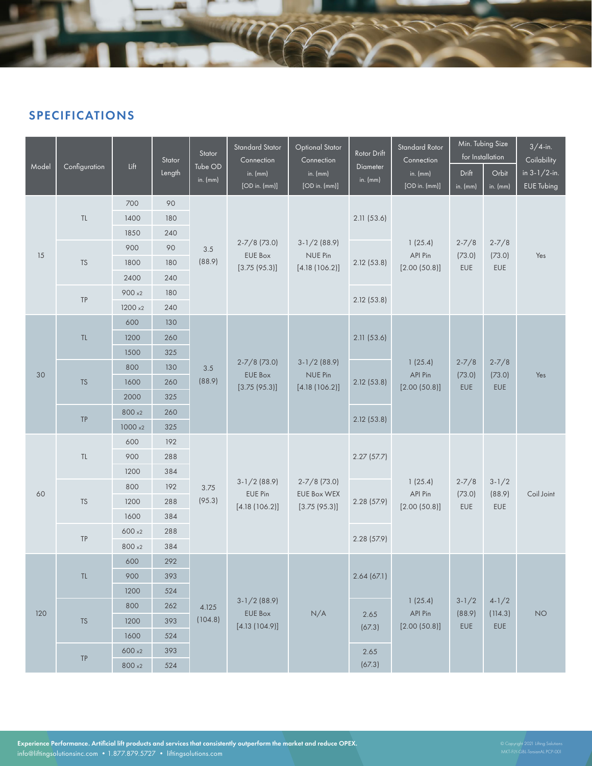## SPECIFICATIONS

| Model | Configuration | Lift | Stator Length | Stator Tube OD in. (mm) | Standard Stator Connection in. (mm) [OD in. (mm)] | Optional Stator Connection in. (mm) [OD in. (mm)] | Rotor Drift Diameter in. (mm) | Standard Rotor Connection in. (mm) [OD in. (mm)] | Min. Tubing Size for Installation | | 3/4-in. Coilability in 3-1/2-in. EUE Tubing |
|---|---|---|---|---|---|---|---|---|---|---|---|
| | | | | | | | | | Drift in. (mm) | Orbit in. (mm) | |
| 15 | TL | 700 | 90 | 3.5 (88.9) | 2-7/8 (73.0) EUE Box [3.75 (95.3)] | 3-1/2 (88.9) NUE Pin [4.18 (106.2)] | 2.11 (53.6) | 1 (25.4) API Pin [2.00 (50.8)] | 2-7/8 (73.0) EUE | 2-7/8 (73.0) EUE | Yes |
| | | 1400 | 180 | | | | | | | | |
| | | 1850 | 240 | | | | | | | | |
| | TS | 900 | 90 | | | | 2.12 (53.8) | | | | |
| | | 1800 | 180 | | | | | | | | |
| | | 2400 | 240 | | | | | | | | |
| | TP | 900 x2 | 180 | | | | 2.12 (53.8) | | | | |
| | | 1200 x2 | 240 | | | | | | | | |
| 30 | TL | 600 | 130 | 3.5 (88.9) | 2-7/8 (73.0) EUE Box [3.75 (95.3)] | 3-1/2 (88.9) NUE Pin [4.18 (106.2)] | 2.11 (53.6) | 1 (25.4) API Pin [2.00 (50.8)] | 2-7/8 (73.0) EUE | 2-7/8 (73.0) EUE | Yes |
| | | 1200 | 260 | | | | | | | | |
| | | 1500 | 325 | | | | | | | | |
| | TS | 800 | 130 | | | | 2.12 (53.8) | | | | |
| | | 1600 | 260 | | | | | | | | |
| | | 2000 | 325 | | | | | | | | |
| | TP | 800 x2 | 260 | | | | 2.12 (53.8) | | | | |
| | | 1000 x2 | 325 | | | | | | | | |
| 60 | TL | 600 | 192 | 3.75 (95.3) | 3-1/2 (88.9) EUE Pin [4.18 (106.2)] | 2-7/8 (73.0) EUE Box WEX [3.75 (95.3)] | 2.27 (57.7) | 1 (25.4) API Pin [2.00 (50.8)] | 2-7/8 (73.0) EUE | 3-1/2 (88.9) EUE | Coil Joint |
| | | 900 | 288 | | | | | | | | |
| | | 1200 | 384 | | | | | | | | |
| | TS | 800 | 192 | | | | 2.28 (57.9) | | | | |
| | | 1200 | 288 | | | | | | | | |
| | | 1600 | 384 | | | | | | | | |
| | TP | 600 x2 | 288 | | | | 2.28 (57.9) | | | | |
| | | 800 x2 | 384 | | | | | | | | |
| 120 | TL | 600 | 292 | 4.125 (104.8) | 3-1/2 (88.9) EUE Box [4.13 (104.9)] | N/A | 2.64 (67.1) | 1 (25.4) API Pin [2.00 (50.8)] | 3-1/2 (88.9) EUE | 4-1/2 (114.3) EUE | NO |
| | | 900 | 393 | | | | | | | | |
| | | 1200 | 524 | | | | | | | | |
| | TS | 800 | 262 | | | | 2.65 (67.3) | | | | |
| | | 1200 | 393 | | | | | | | | |
| | | 1600 | 524 | | | | | | | | |
| | TP | 600 x2 | 393 | | | | 2.65 (67.3) | | | | |
| | | 800 x2 | 524 | | | | | | | | |

**Experience Performance. Artificial lift products and services that consistently outperform the market and reduce OPEX.**
info@liftingsolutionsinc.com • 1.877.879.5727 • liftingsolutions.com

© Copyright 2021 Lifting Solutions
MKT-FLY-GBL-TorsionAL PCP-001